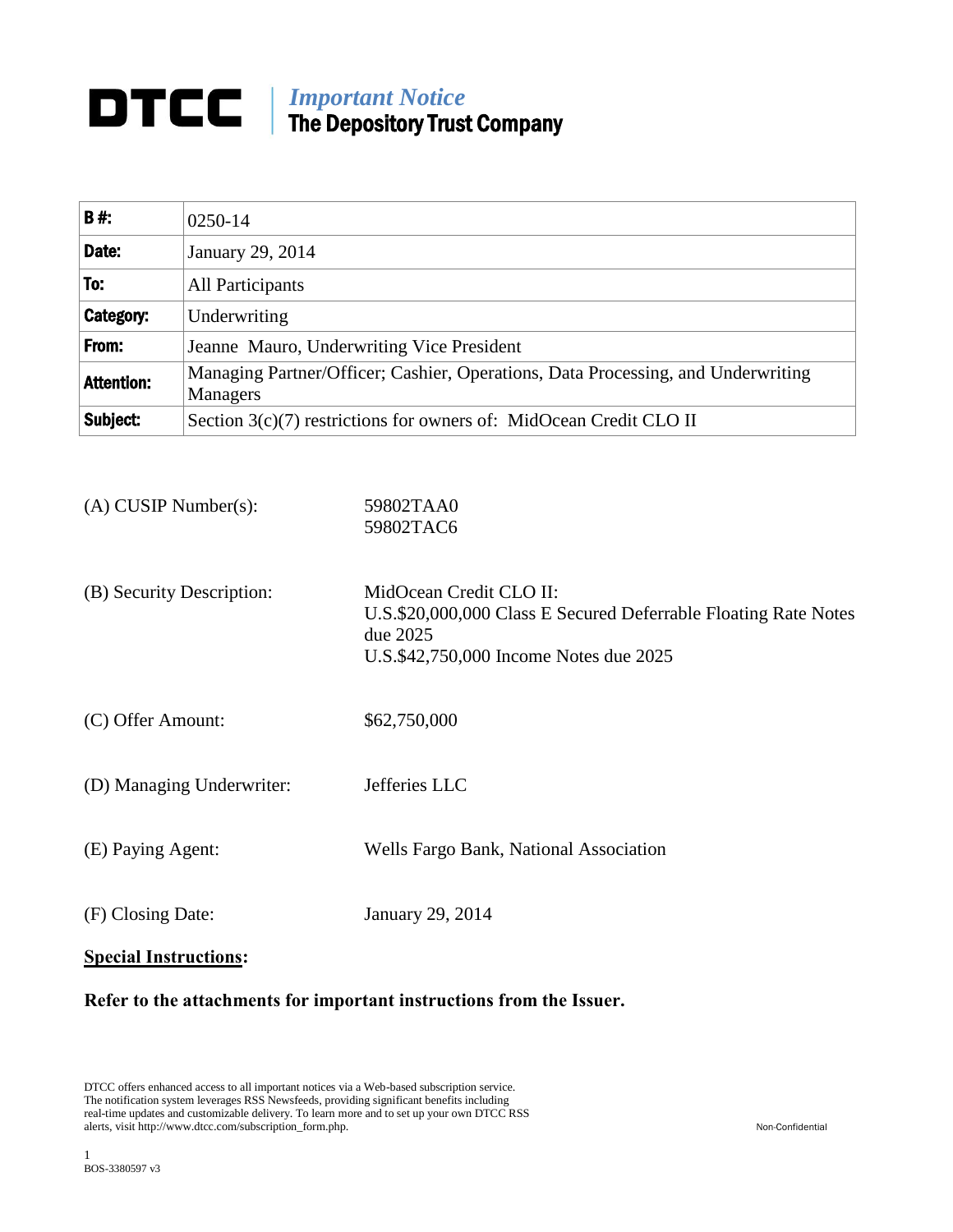# DTCC | *Important Notice* The Depository Trust Company

| **B #:** | 0250-14 |
|---|---|
| **Date:** | January 29, 2014 |
| **To:** | All Participants |
| **Category:** | Underwriting |
| **From:** | Jeanne Mauro, Underwriting Vice President |
| **Attention:** | Managing Partner/Officer; Cashier, Operations, Data Processing, and Underwriting Managers |
| **Subject:** | Section 3(c)(7) restrictions for owners of: MidOcean Credit CLO II |

(A) CUSIP Number(s): 59802TAA0
59802TAC6

(B) Security Description: MidOcean Credit CLO II:
U.S.$20,000,000 Class E Secured Deferrable Floating Rate Notes due 2025
U.S.$42,750,000 Income Notes due 2025

(C) Offer Amount: $62,750,000

(D) Managing Underwriter: Jefferies LLC

(E) Paying Agent: Wells Fargo Bank, National Association

(F) Closing Date: January 29, 2014

**Special Instructions:**

**Refer to the attachments for important instructions from the Issuer.**

DTCC offers enhanced access to all important notices via a Web-based subscription service. The notification system leverages RSS Newsfeeds, providing significant benefits including real-time updates and customizable delivery. To learn more and to set up your own DTCC RSS alerts, visit http://www.dtcc.com/subscription_form.php.

Non-Confidential

BOS-3380597 v3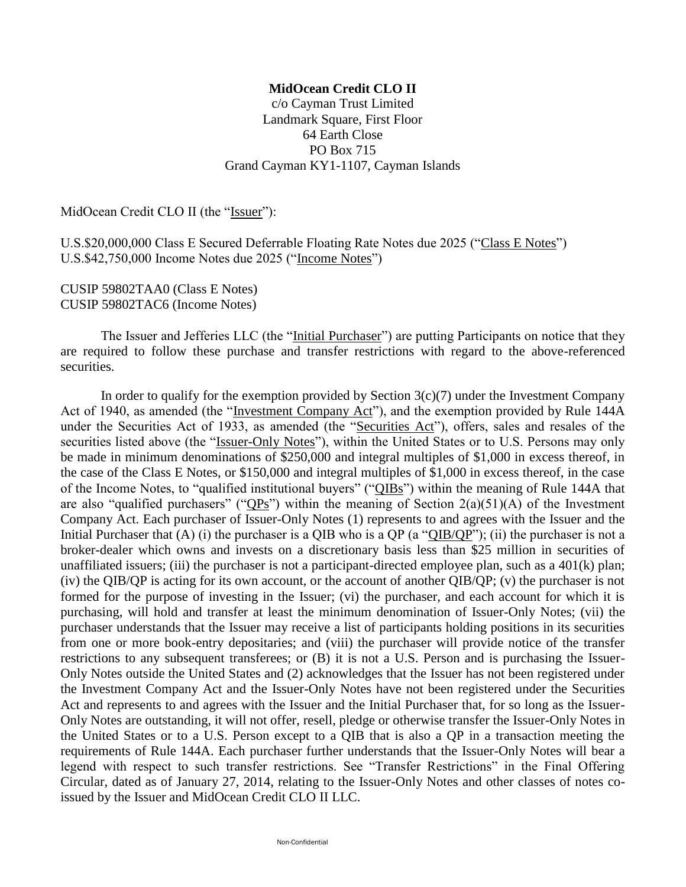**MidOcean Credit CLO II**
c/o Cayman Trust Limited
Landmark Square, First Floor
64 Earth Close
PO Box 715
Grand Cayman KY1-1107, Cayman Islands

MidOcean Credit CLO II (the "Issuer"):

U.S.$20,000,000 Class E Secured Deferrable Floating Rate Notes due 2025 ("Class E Notes")
U.S.$42,750,000 Income Notes due 2025 ("Income Notes")

CUSIP 59802TAA0 (Class E Notes)
CUSIP 59802TAC6 (Income Notes)

The Issuer and Jefferies LLC (the "Initial Purchaser") are putting Participants on notice that they are required to follow these purchase and transfer restrictions with regard to the above-referenced securities.

In order to qualify for the exemption provided by Section 3(c)(7) under the Investment Company Act of 1940, as amended (the "Investment Company Act"), and the exemption provided by Rule 144A under the Securities Act of 1933, as amended (the "Securities Act"), offers, sales and resales of the securities listed above (the "Issuer-Only Notes"), within the United States or to U.S. Persons may only be made in minimum denominations of $250,000 and integral multiples of $1,000 in excess thereof, in the case of the Class E Notes, or $150,000 and integral multiples of $1,000 in excess thereof, in the case of the Income Notes, to "qualified institutional buyers" ("QIBs") within the meaning of Rule 144A that are also "qualified purchasers" ("QPs") within the meaning of Section 2(a)(51)(A) of the Investment Company Act. Each purchaser of Issuer-Only Notes (1) represents to and agrees with the Issuer and the Initial Purchaser that (A) (i) the purchaser is a QIB who is a QP (a "QIB/QP"); (ii) the purchaser is not a broker-dealer which owns and invests on a discretionary basis less than $25 million in securities of unaffiliated issuers; (iii) the purchaser is not a participant-directed employee plan, such as a 401(k) plan; (iv) the QIB/QP is acting for its own account, or the account of another QIB/QP; (v) the purchaser is not formed for the purpose of investing in the Issuer; (vi) the purchaser, and each account for which it is purchasing, will hold and transfer at least the minimum denomination of Issuer-Only Notes; (vii) the purchaser understands that the Issuer may receive a list of participants holding positions in its securities from one or more book-entry depositaries; and (viii) the purchaser will provide notice of the transfer restrictions to any subsequent transferees; or (B) it is not a U.S. Person and is purchasing the Issuer-Only Notes outside the United States and (2) acknowledges that the Issuer has not been registered under the Investment Company Act and the Issuer-Only Notes have not been registered under the Securities Act and represents to and agrees with the Issuer and the Initial Purchaser that, for so long as the Issuer-Only Notes are outstanding, it will not offer, resell, pledge or otherwise transfer the Issuer-Only Notes in the United States or to a U.S. Person except to a QIB that is also a QP in a transaction meeting the requirements of Rule 144A. Each purchaser further understands that the Issuer-Only Notes will bear a legend with respect to such transfer restrictions. See "Transfer Restrictions" in the Final Offering Circular, dated as of January 27, 2014, relating to the Issuer-Only Notes and other classes of notes co-issued by the Issuer and MidOcean Credit CLO II LLC.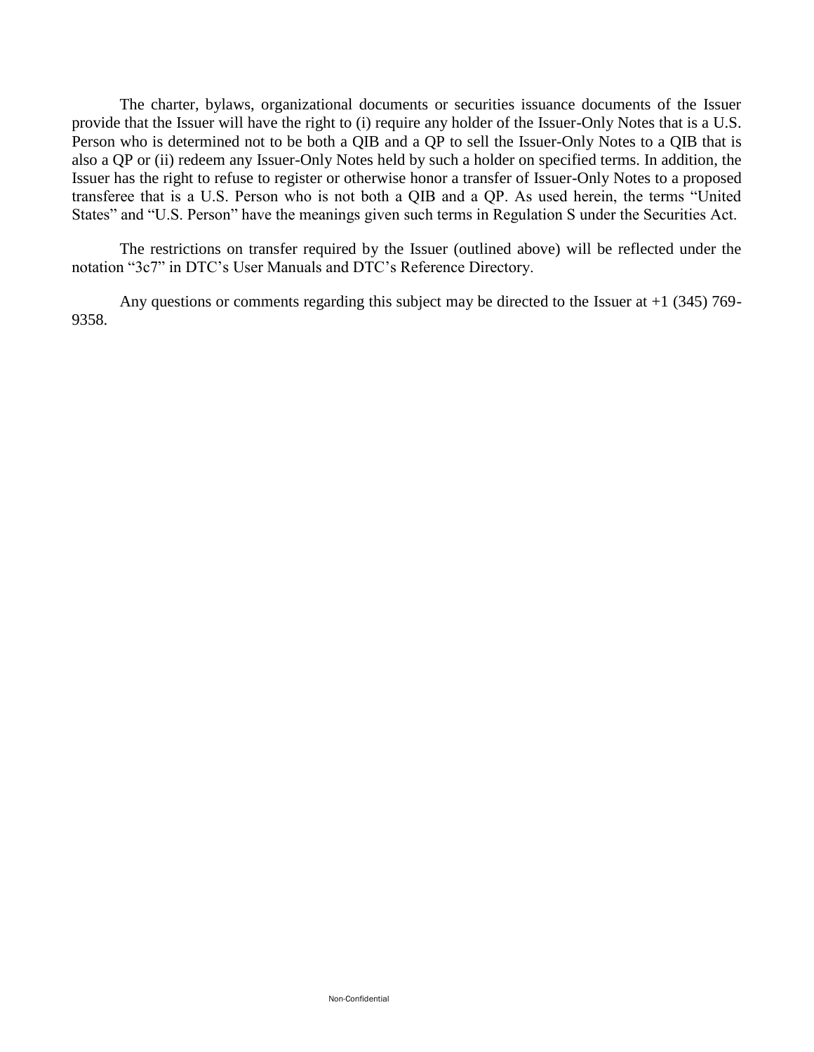The charter, bylaws, organizational documents or securities issuance documents of the Issuer provide that the Issuer will have the right to (i) require any holder of the Issuer-Only Notes that is a U.S. Person who is determined not to be both a QIB and a QP to sell the Issuer-Only Notes to a QIB that is also a QP or (ii) redeem any Issuer-Only Notes held by such a holder on specified terms. In addition, the Issuer has the right to refuse to register or otherwise honor a transfer of Issuer-Only Notes to a proposed transferee that is a U.S. Person who is not both a QIB and a QP. As used herein, the terms "United States" and "U.S. Person" have the meanings given such terms in Regulation S under the Securities Act.

The restrictions on transfer required by the Issuer (outlined above) will be reflected under the notation "3c7" in DTC's User Manuals and DTC's Reference Directory.

Any questions or comments regarding this subject may be directed to the Issuer at +1 (345) 769-9358.

Non-Confidential